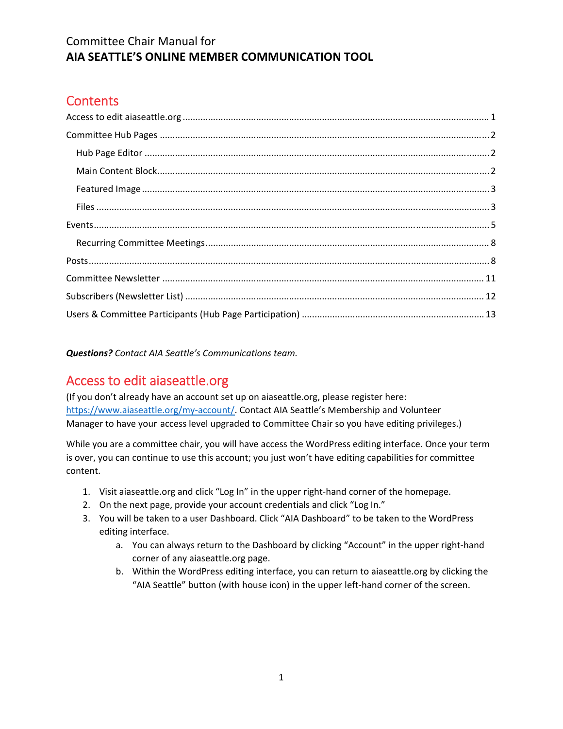Committee Chair Manual for
**AIA SEATTLE'S ONLINE MEMBER COMMUNICATION TOOL**

## Contents

- Access to edit aiaseattle.org ........ 1
- Committee Hub Pages ........ 2
  - Hub Page Editor ........ 2
  - Main Content Block ........ 2
  - Featured Image ........ 3
  - Files ........ 3
- Events ........ 5
  - Recurring Committee Meetings ........ 8
- Posts ........ 8
- Committee Newsletter ........ 11
- Subscribers (Newsletter List) ........ 12
- Users & Committee Participants (Hub Page Participation) ........ 13

***Questions?*** *Contact AIA Seattle's Communications team.*

## Access to edit aiaseattle.org

(If you don't already have an account set up on aiaseattle.org, please register here: https://www.aiaseattle.org/my-account/. Contact AIA Seattle's Membership and Volunteer Manager to have your access level upgraded to Committee Chair so you have editing privileges.)

While you are a committee chair, you will have access the WordPress editing interface. Once your term is over, you can continue to use this account; you just won't have editing capabilities for committee content.

1. Visit aiaseattle.org and click "Log In" in the upper right-hand corner of the homepage.
2. On the next page, provide your account credentials and click "Log In."
3. You will be taken to a user Dashboard. Click "AIA Dashboard" to be taken to the WordPress editing interface.
   a. You can always return to the Dashboard by clicking "Account" in the upper right-hand corner of any aiaseattle.org page.
   b. Within the WordPress editing interface, you can return to aiaseattle.org by clicking the "AIA Seattle" button (with house icon) in the upper left-hand corner of the screen.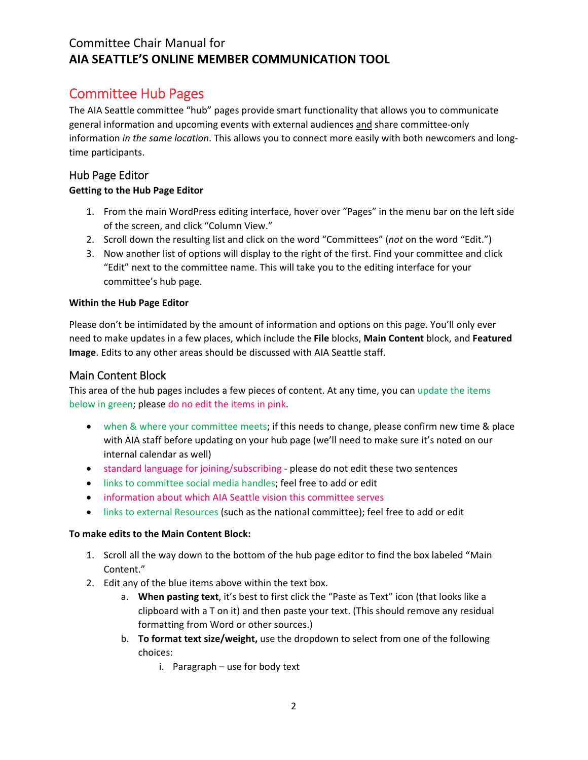Committee Chair Manual for
**AIA SEATTLE'S ONLINE MEMBER COMMUNICATION TOOL**

# Committee Hub Pages

The AIA Seattle committee "hub" pages provide smart functionality that allows you to communicate general information and upcoming events with external audiences <u>and</u> share committee-only information *in the same location*. This allows you to connect more easily with both newcomers and long-time participants.

## Hub Page Editor

**Getting to the Hub Page Editor**

1. From the main WordPress editing interface, hover over "Pages" in the menu bar on the left side of the screen, and click "Column View."
2. Scroll down the resulting list and click on the word "Committees" (*not* on the word "Edit.")
3. Now another list of options will display to the right of the first. Find your committee and click "Edit" next to the committee name. This will take you to the editing interface for your committee's hub page.

**Within the Hub Page Editor**

Please don't be intimidated by the amount of information and options on this page. You'll only ever need to make updates in a few places, which include the **File** blocks, **Main Content** block, and **Featured Image**. Edits to any other areas should be discussed with AIA Seattle staff.

## Main Content Block

This area of the hub pages includes a few pieces of content. At any time, you can update the items below in green; please do no edit the items in pink.

- when & where your committee meets; if this needs to change, please confirm new time & place with AIA staff before updating on your hub page (we'll need to make sure it's noted on our internal calendar as well)
- standard language for joining/subscribing - please do not edit these two sentences
- links to committee social media handles; feel free to add or edit
- information about which AIA Seattle vision this committee serves
- links to external Resources (such as the national committee); feel free to add or edit

**To make edits to the Main Content Block:**

1. Scroll all the way down to the bottom of the hub page editor to find the box labeled "Main Content."
2. Edit any of the blue items above within the text box.
   a. **When pasting text**, it's best to first click the "Paste as Text" icon (that looks like a clipboard with a T on it) and then paste your text. (This should remove any residual formatting from Word or other sources.)
   b. **To format text size/weight,** use the dropdown to select from one of the following choices:
      i. Paragraph – use for body text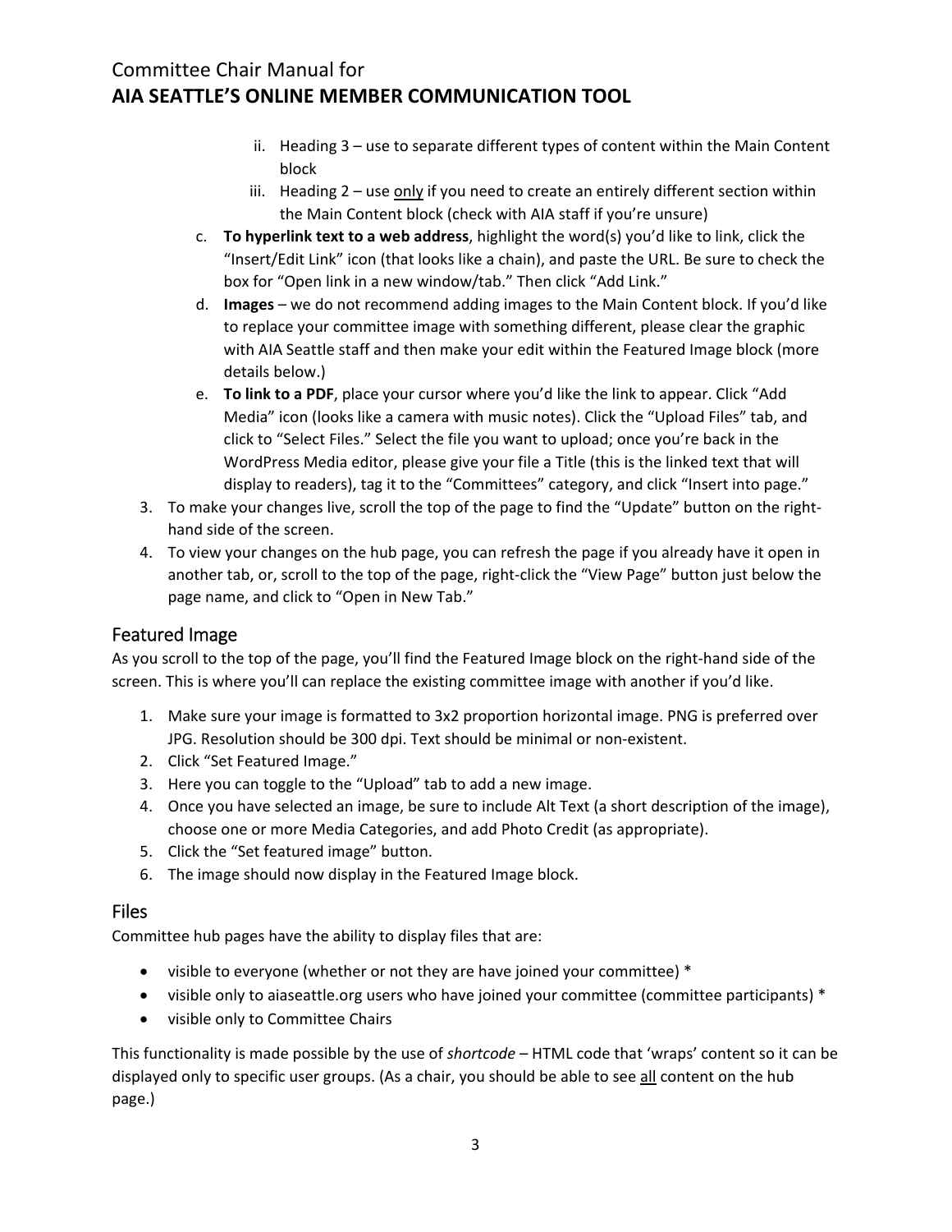ii. Heading 3 – use to separate different types of content within the Main Content block
   iii. Heading 2 – use <u>only</u> if you need to create an entirely different section within the Main Content block (check with AIA staff if you're unsure)

   c. **To hyperlink text to a web address**, highlight the word(s) you'd like to link, click the "Insert/Edit Link" icon (that looks like a chain), and paste the URL. Be sure to check the box for "Open link in a new window/tab." Then click "Add Link."
   d. **Images** – we do not recommend adding images to the Main Content block. If you'd like to replace your committee image with something different, please clear the graphic with AIA Seattle staff and then make your edit within the Featured Image block (more details below.)
   e. **To link to a PDF**, place your cursor where you'd like the link to appear. Click "Add Media" icon (looks like a camera with music notes). Click the "Upload Files" tab, and click to "Select Files." Select the file you want to upload; once you're back in the WordPress Media editor, please give your file a Title (this is the linked text that will display to readers), tag it to the "Committees" category, and click "Insert into page."

3. To make your changes live, scroll the top of the page to find the "Update" button on the right-hand side of the screen.
4. To view your changes on the hub page, you can refresh the page if you already have it open in another tab, or, scroll to the top of the page, right-click the "View Page" button just below the page name, and click to "Open in New Tab."

## Featured Image

As you scroll to the top of the page, you'll find the Featured Image block on the right-hand side of the screen. This is where you'll can replace the existing committee image with another if you'd like.

1. Make sure your image is formatted to 3x2 proportion horizontal image. PNG is preferred over JPG. Resolution should be 300 dpi. Text should be minimal or non-existent.
2. Click "Set Featured Image."
3. Here you can toggle to the "Upload" tab to add a new image.
4. Once you have selected an image, be sure to include Alt Text (a short description of the image), choose one or more Media Categories, and add Photo Credit (as appropriate).
5. Click the "Set featured image" button.
6. The image should now display in the Featured Image block.

## Files

Committee hub pages have the ability to display files that are:

- visible to everyone (whether or not they are have joined your committee) *
- visible only to aiaseattle.org users who have joined your committee (committee participants) *
- visible only to Committee Chairs

This functionality is made possible by the use of *shortcode* – HTML code that 'wraps' content so it can be displayed only to specific user groups. (As a chair, you should be able to see <u>all</u> content on the hub page.)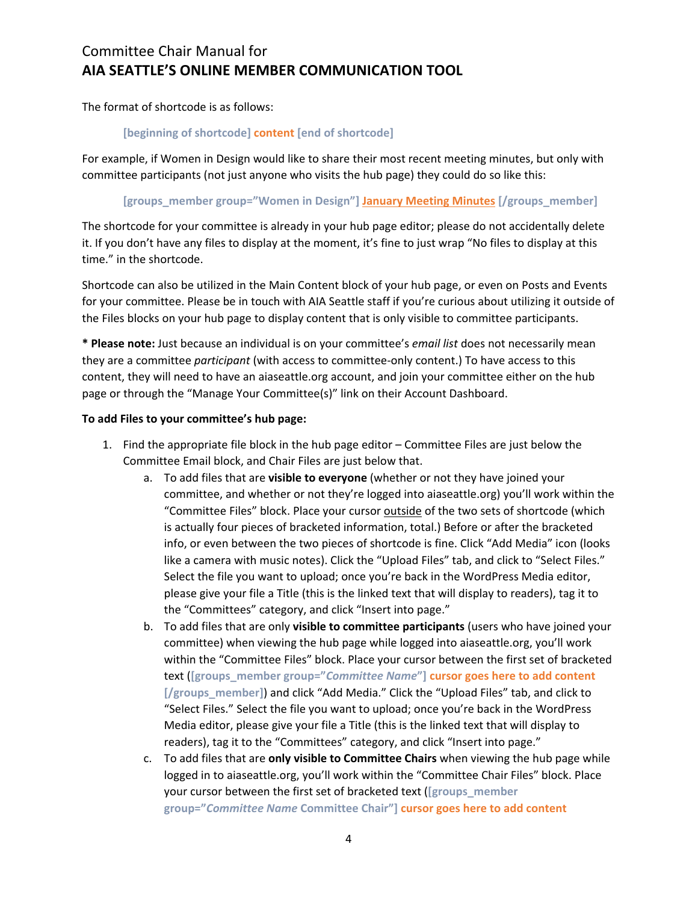The format of shortcode is as follows:

[beginning of shortcode] content [end of shortcode]

For example, if Women in Design would like to share their most recent meeting minutes, but only with committee participants (not just anyone who visits the hub page) they could do so like this:

[groups_member group="Women in Design"] January Meeting Minutes [/groups_member]

The shortcode for your committee is already in your hub page editor; please do not accidentally delete it. If you don't have any files to display at the moment, it's fine to just wrap "No files to display at this time." in the shortcode.

Shortcode can also be utilized in the Main Content block of your hub page, or even on Posts and Events for your committee. Please be in touch with AIA Seattle staff if you're curious about utilizing it outside of the Files blocks on your hub page to display content that is only visible to committee participants.

**\* Please note:** Just because an individual is on your committee's *email list* does not necessarily mean they are a committee *participant* (with access to committee-only content.) To have access to this content, they will need to have an aiaseattle.org account, and join your committee either on the hub page or through the "Manage Your Committee(s)" link on their Account Dashboard.

**To add Files to your committee's hub page:**

1. Find the appropriate file block in the hub page editor – Committee Files are just below the Committee Email block, and Chair Files are just below that.
    a. To add files that are **visible to everyone** (whether or not they have joined your committee, and whether or not they're logged into aiaseattle.org) you'll work within the "Committee Files" block. Place your cursor outside of the two sets of shortcode (which is actually four pieces of bracketed information, total.) Before or after the bracketed info, or even between the two pieces of shortcode is fine. Click "Add Media" icon (looks like a camera with music notes). Click the "Upload Files" tab, and click to "Select Files." Select the file you want to upload; once you're back in the WordPress Media editor, please give your file a Title (this is the linked text that will display to readers), tag it to the "Committees" category, and click "Insert into page."
    b. To add files that are only **visible to committee participants** (users who have joined your committee) when viewing the hub page while logged into aiaseattle.org, you'll work within the "Committee Files" block. Place your cursor between the first set of bracketed text ([groups_member group="*Committee Name*"] cursor goes here to add content [/groups_member]) and click "Add Media." Click the "Upload Files" tab, and click to "Select Files." Select the file you want to upload; once you're back in the WordPress Media editor, please give your file a Title (this is the linked text that will display to readers), tag it to the "Committees" category, and click "Insert into page."
    c. To add files that are **only visible to Committee Chairs** when viewing the hub page while logged in to aiaseattle.org, you'll work within the "Committee Chair Files" block. Place your cursor between the first set of bracketed text ([groups_member group="*Committee Name* Committee Chair"] cursor goes here to add content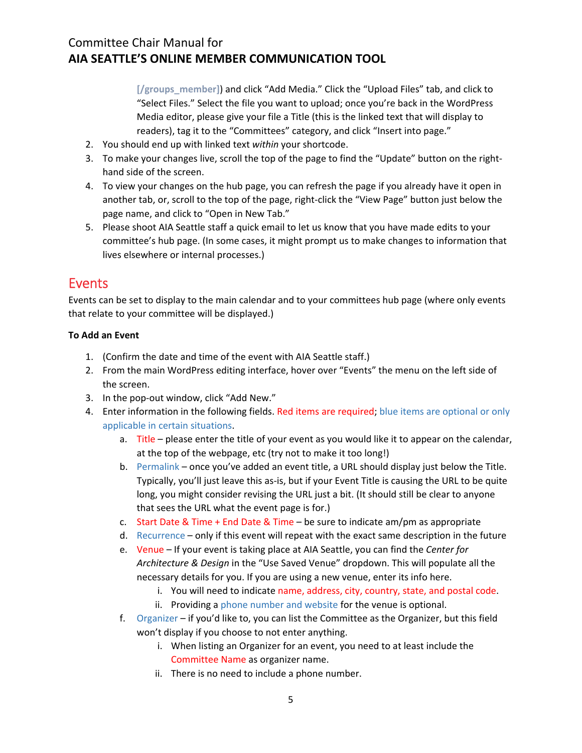[/groups_member]) and click "Add Media." Click the "Upload Files" tab, and click to "Select Files." Select the file you want to upload; once you're back in the WordPress Media editor, please give your file a Title (this is the linked text that will display to readers), tag it to the "Committees" category, and click "Insert into page."

2. You should end up with linked text *within* your shortcode.
3. To make your changes live, scroll the top of the page to find the "Update" button on the right-hand side of the screen.
4. To view your changes on the hub page, you can refresh the page if you already have it open in another tab, or, scroll to the top of the page, right-click the "View Page" button just below the page name, and click to "Open in New Tab."
5. Please shoot AIA Seattle staff a quick email to let us know that you have made edits to your committee's hub page. (In some cases, it might prompt us to make changes to information that lives elsewhere or internal processes.)

## Events

Events can be set to display to the main calendar and to your committees hub page (where only events that relate to your committee will be displayed.)

**To Add an Event**

1. (Confirm the date and time of the event with AIA Seattle staff.)
2. From the main WordPress editing interface, hover over "Events" the menu on the left side of the screen.
3. In the pop-out window, click "Add New."
4. Enter information in the following fields. Red items are required; blue items are optional or only applicable in certain situations.
   a. Title – please enter the title of your event as you would like it to appear on the calendar, at the top of the webpage, etc (try not to make it too long!)
   b. Permalink – once you've added an event title, a URL should display just below the Title. Typically, you'll just leave this as-is, but if your Event Title is causing the URL to be quite long, you might consider revising the URL just a bit. (It should still be clear to anyone that sees the URL what the event page is for.)
   c. Start Date & Time + End Date & Time – be sure to indicate am/pm as appropriate
   d. Recurrence – only if this event will repeat with the exact same description in the future
   e. Venue – If your event is taking place at AIA Seattle, you can find the *Center for Architecture & Design* in the "Use Saved Venue" dropdown. This will populate all the necessary details for you. If you are using a new venue, enter its info here.
      i. You will need to indicate name, address, city, country, state, and postal code.
      ii. Providing a phone number and website for the venue is optional.
   f. Organizer – if you'd like to, you can list the Committee as the Organizer, but this field won't display if you choose to not enter anything.
      i. When listing an Organizer for an event, you need to at least include the Committee Name as organizer name.
      ii. There is no need to include a phone number.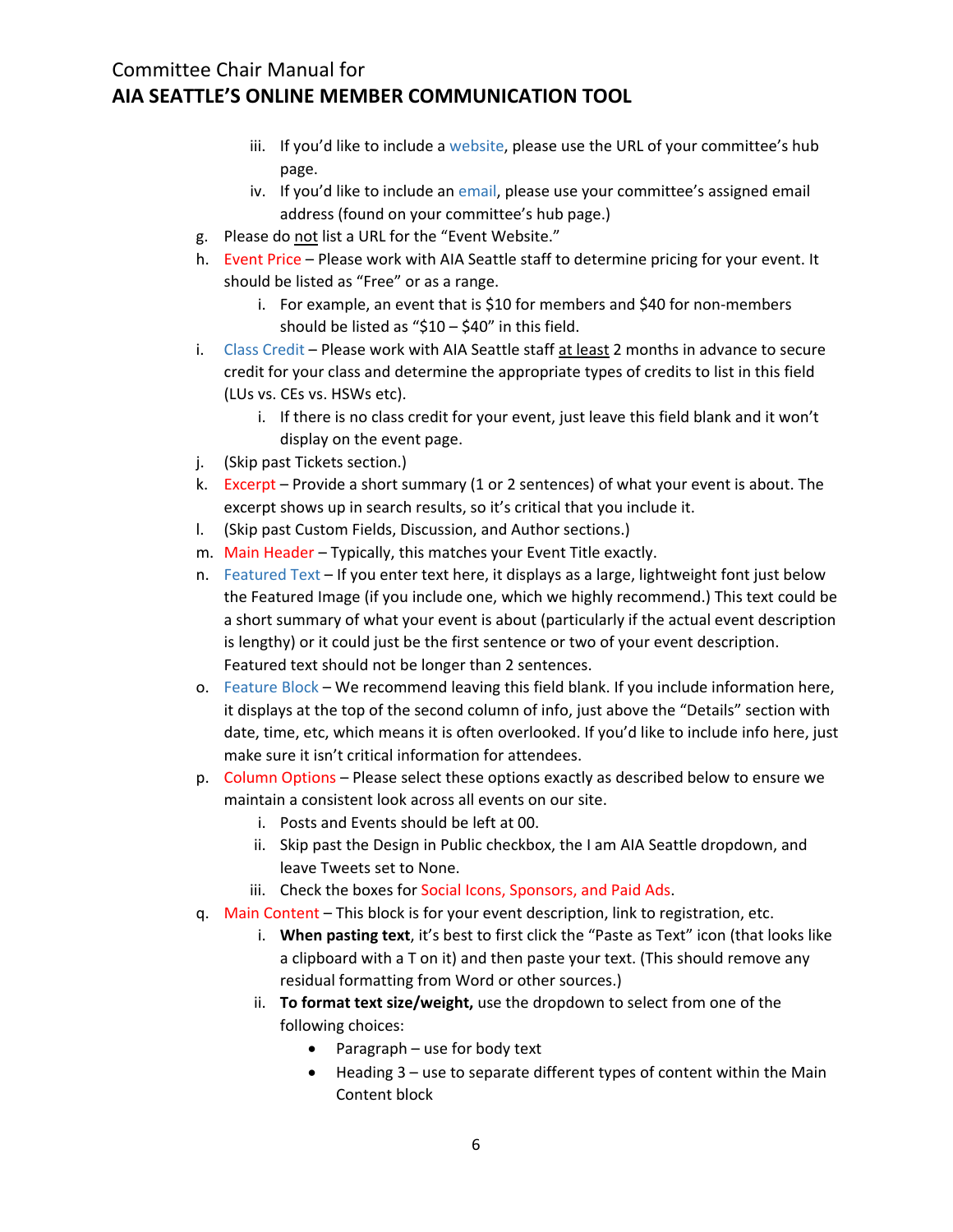iii. If you'd like to include a website, please use the URL of your committee's hub page.
   iv. If you'd like to include an email, please use your committee's assigned email address (found on your committee's hub page.)

g. Please do <u>not</u> list a URL for the "Event Website."

h. Event Price – Please work with AIA Seattle staff to determine pricing for your event. It should be listed as "Free" or as a range.
   i. For example, an event that is $10 for members and $40 for non-members should be listed as "$10 – $40" in this field.

i. Class Credit – Please work with AIA Seattle staff <u>at least</u> 2 months in advance to secure credit for your class and determine the appropriate types of credits to list in this field (LUs vs. CEs vs. HSWs etc).
   i. If there is no class credit for your event, just leave this field blank and it won't display on the event page.

j. (Skip past Tickets section.)

k. Excerpt – Provide a short summary (1 or 2 sentences) of what your event is about. The excerpt shows up in search results, so it's critical that you include it.

l. (Skip past Custom Fields, Discussion, and Author sections.)

m. Main Header – Typically, this matches your Event Title exactly.

n. Featured Text – If you enter text here, it displays as a large, lightweight font just below the Featured Image (if you include one, which we highly recommend.) This text could be a short summary of what your event is about (particularly if the actual event description is lengthy) or it could just be the first sentence or two of your event description. Featured text should not be longer than 2 sentences.

o. Feature Block – We recommend leaving this field blank. If you include information here, it displays at the top of the second column of info, just above the "Details" section with date, time, etc, which means it is often overlooked. If you'd like to include info here, just make sure it isn't critical information for attendees.

p. Column Options – Please select these options exactly as described below to ensure we maintain a consistent look across all events on our site.
   i. Posts and Events should be left at 00.
   ii. Skip past the Design in Public checkbox, the I am AIA Seattle dropdown, and leave Tweets set to None.
   iii. Check the boxes for Social Icons, Sponsors, and Paid Ads.

q. Main Content – This block is for your event description, link to registration, etc.
   i. **When pasting text**, it's best to first click the "Paste as Text" icon (that looks like a clipboard with a T on it) and then paste your text. (This should remove any residual formatting from Word or other sources.)
   ii. **To format text size/weight,** use the dropdown to select from one of the following choices:
      - Paragraph – use for body text
      - Heading 3 – use to separate different types of content within the Main Content block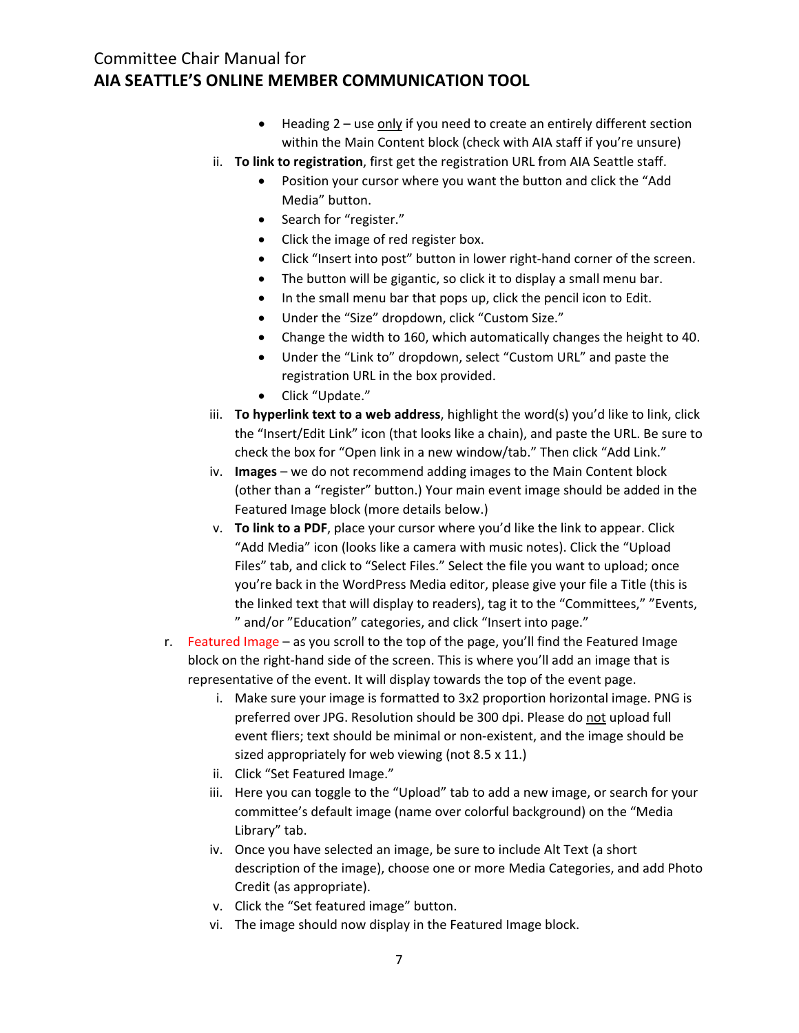- Heading 2 – use <u>only</u> if you need to create an entirely different section within the Main Content block (check with AIA staff if you're unsure)

ii. **To link to registration**, first get the registration URL from AIA Seattle staff.
   - Position your cursor where you want the button and click the "Add Media" button.
   - Search for "register."
   - Click the image of red register box.
   - Click "Insert into post" button in lower right-hand corner of the screen.
   - The button will be gigantic, so click it to display a small menu bar.
   - In the small menu bar that pops up, click the pencil icon to Edit.
   - Under the "Size" dropdown, click "Custom Size."
   - Change the width to 160, which automatically changes the height to 40.
   - Under the "Link to" dropdown, select "Custom URL" and paste the registration URL in the box provided.
   - Click "Update."

iii. **To hyperlink text to a web address**, highlight the word(s) you'd like to link, click the "Insert/Edit Link" icon (that looks like a chain), and paste the URL. Be sure to check the box for "Open link in a new window/tab." Then click "Add Link."

iv. **Images** – we do not recommend adding images to the Main Content block (other than a "register" button.) Your main event image should be added in the Featured Image block (more details below.)

v. **To link to a PDF**, place your cursor where you'd like the link to appear. Click "Add Media" icon (looks like a camera with music notes). Click the "Upload Files" tab, and click to "Select Files." Select the file you want to upload; once you're back in the WordPress Media editor, please give your file a Title (this is the linked text that will display to readers), tag it to the "Committees," "Events, " and/or "Education" categories, and click "Insert into page."

r. Featured Image – as you scroll to the top of the page, you'll find the Featured Image block on the right-hand side of the screen. This is where you'll add an image that is representative of the event. It will display towards the top of the event page.

   i. Make sure your image is formatted to 3x2 proportion horizontal image. PNG is preferred over JPG. Resolution should be 300 dpi. Please do <u>not</u> upload full event fliers; text should be minimal or non-existent, and the image should be sized appropriately for web viewing (not 8.5 x 11.)
   ii. Click "Set Featured Image."
   iii. Here you can toggle to the "Upload" tab to add a new image, or search for your committee's default image (name over colorful background) on the "Media Library" tab.
   iv. Once you have selected an image, be sure to include Alt Text (a short description of the image), choose one or more Media Categories, and add Photo Credit (as appropriate).
   v. Click the "Set featured image" button.
   vi. The image should now display in the Featured Image block.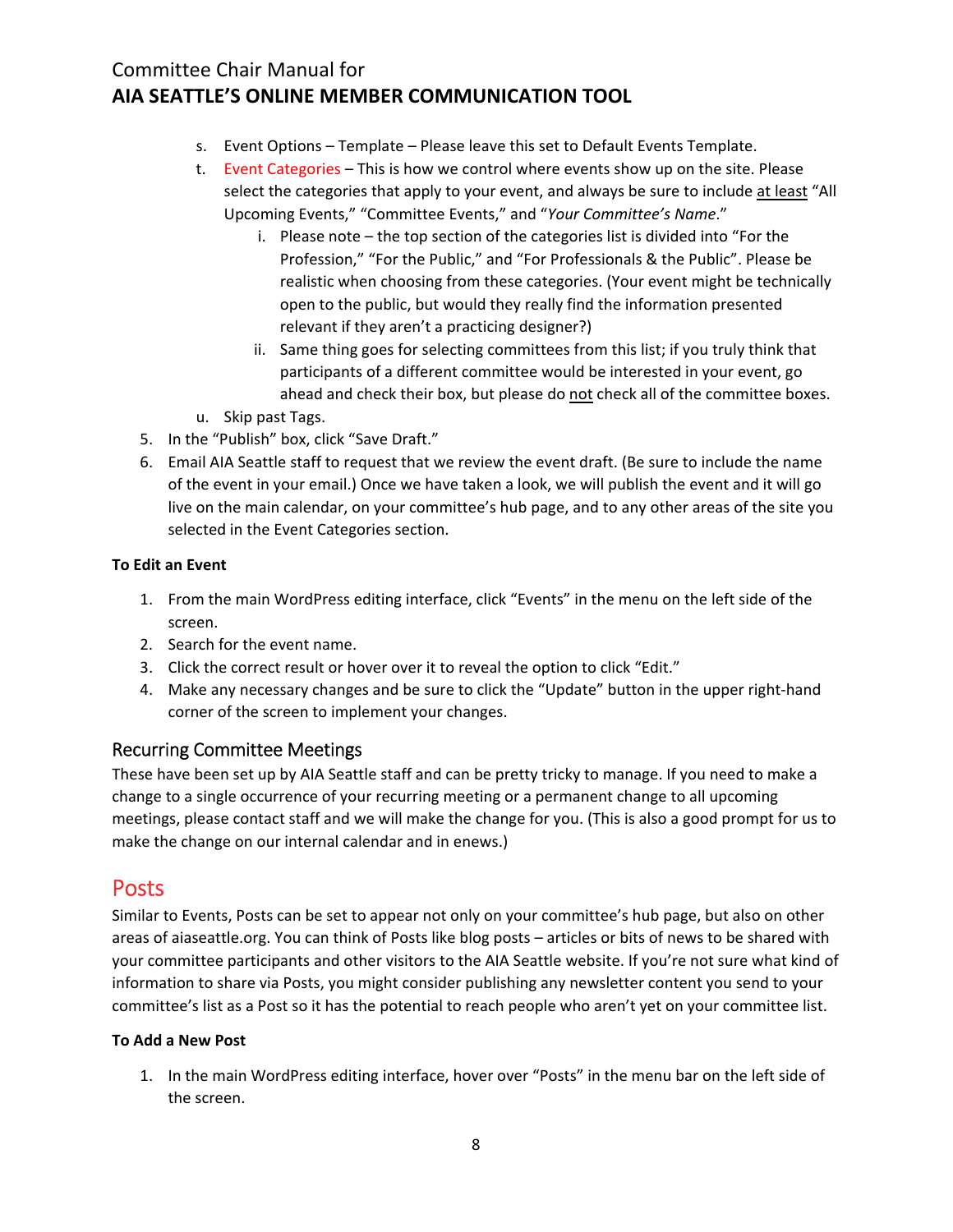s. Event Options – Template – Please leave this set to Default Events Template.
t. Event Categories – This is how we control where events show up on the site. Please select the categories that apply to your event, and always be sure to include at least "All Upcoming Events," "Committee Events," and "*Your Committee's Name*."
    i. Please note – the top section of the categories list is divided into "For the Profession," "For the Public," and "For Professionals & the Public". Please be realistic when choosing from these categories. (Your event might be technically open to the public, but would they really find the information presented relevant if they aren't a practicing designer?)
    ii. Same thing goes for selecting committees from this list; if you truly think that participants of a different committee would be interested in your event, go ahead and check their box, but please do not check all of the committee boxes.
u. Skip past Tags.

5. In the "Publish" box, click "Save Draft."
6. Email AIA Seattle staff to request that we review the event draft. (Be sure to include the name of the event in your email.) Once we have taken a look, we will publish the event and it will go live on the main calendar, on your committee's hub page, and to any other areas of the site you selected in the Event Categories section.

**To Edit an Event**

1. From the main WordPress editing interface, click "Events" in the menu on the left side of the screen.
2. Search for the event name.
3. Click the correct result or hover over it to reveal the option to click "Edit."
4. Make any necessary changes and be sure to click the "Update" button in the upper right-hand corner of the screen to implement your changes.

### Recurring Committee Meetings

These have been set up by AIA Seattle staff and can be pretty tricky to manage. If you need to make a change to a single occurrence of your recurring meeting or a permanent change to all upcoming meetings, please contact staff and we will make the change for you. (This is also a good prompt for us to make the change on our internal calendar and in enews.)

## Posts

Similar to Events, Posts can be set to appear not only on your committee's hub page, but also on other areas of aiaseattle.org. You can think of Posts like blog posts – articles or bits of news to be shared with your committee participants and other visitors to the AIA Seattle website. If you're not sure what kind of information to share via Posts, you might consider publishing any newsletter content you send to your committee's list as a Post so it has the potential to reach people who aren't yet on your committee list.

**To Add a New Post**

1. In the main WordPress editing interface, hover over "Posts" in the menu bar on the left side of the screen.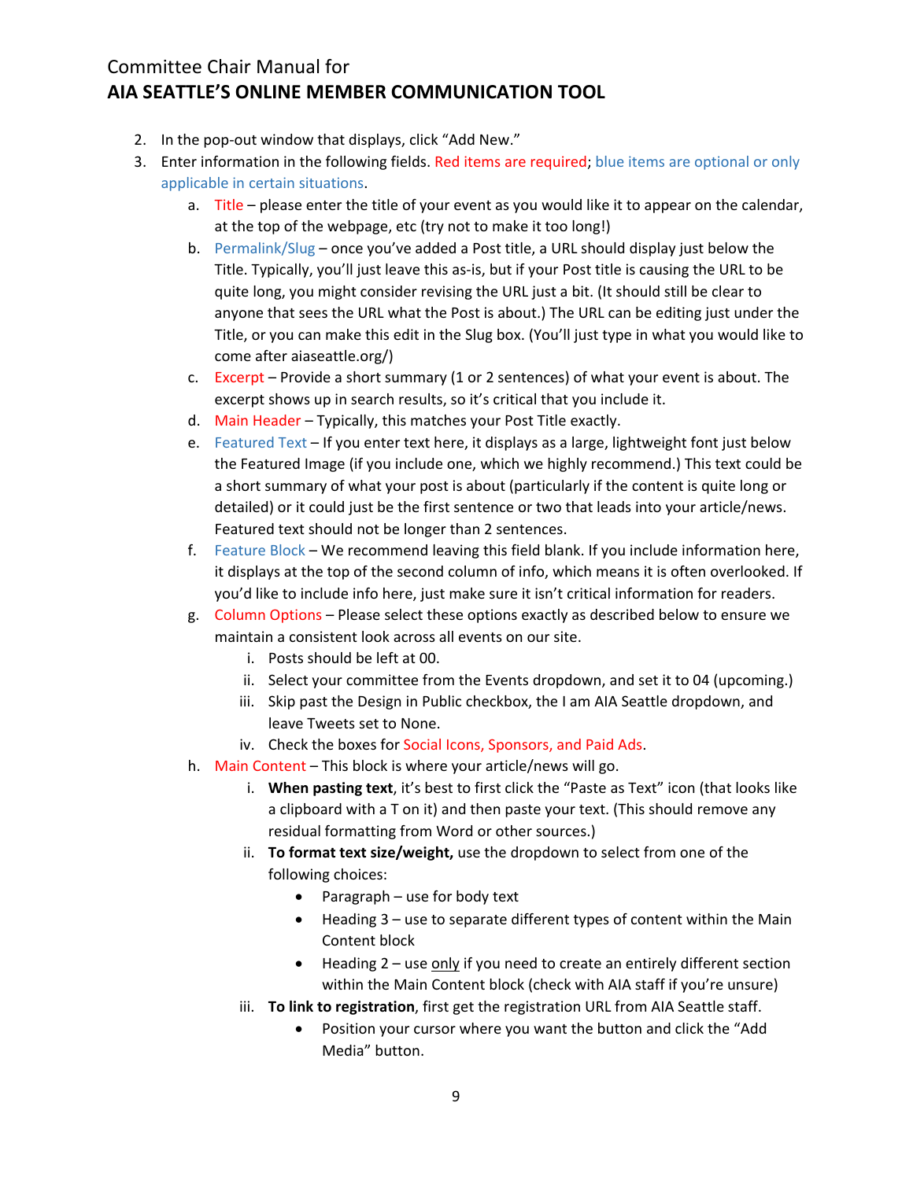2. In the pop-out window that displays, click “Add New.”
3. Enter information in the following fields. Red items are required; blue items are optional or only applicable in certain situations.
    a. Title – please enter the title of your event as you would like it to appear on the calendar, at the top of the webpage, etc (try not to make it too long!)
    b. Permalink/Slug – once you’ve added a Post title, a URL should display just below the Title. Typically, you’ll just leave this as-is, but if your Post title is causing the URL to be quite long, you might consider revising the URL just a bit. (It should still be clear to anyone that sees the URL what the Post is about.) The URL can be editing just under the Title, or you can make this edit in the Slug box. (You’ll just type in what you would like to come after aiaseattle.org/)
    c. Excerpt – Provide a short summary (1 or 2 sentences) of what your event is about. The excerpt shows up in search results, so it’s critical that you include it.
    d. Main Header – Typically, this matches your Post Title exactly.
    e. Featured Text – If you enter text here, it displays as a large, lightweight font just below the Featured Image (if you include one, which we highly recommend.) This text could be a short summary of what your post is about (particularly if the content is quite long or detailed) or it could just be the first sentence or two that leads into your article/news. Featured text should not be longer than 2 sentences.
    f. Feature Block – We recommend leaving this field blank. If you include information here, it displays at the top of the second column of info, which means it is often overlooked. If you’d like to include info here, just make sure it isn’t critical information for readers.
    g. Column Options – Please select these options exactly as described below to ensure we maintain a consistent look across all events on our site.
        i. Posts should be left at 00.
        ii. Select your committee from the Events dropdown, and set it to 04 (upcoming.)
        iii. Skip past the Design in Public checkbox, the I am AIA Seattle dropdown, and leave Tweets set to None.
        iv. Check the boxes for Social Icons, Sponsors, and Paid Ads.
    h. Main Content – This block is where your article/news will go.
        i. **When pasting text**, it’s best to first click the “Paste as Text” icon (that looks like a clipboard with a T on it) and then paste your text. (This should remove any residual formatting from Word or other sources.)
        ii. **To format text size/weight,** use the dropdown to select from one of the following choices:
            - Paragraph – use for body text
            - Heading 3 – use to separate different types of content within the Main Content block
            - Heading 2 – use only if you need to create an entirely different section within the Main Content block (check with AIA staff if you’re unsure)
        iii. **To link to registration**, first get the registration URL from AIA Seattle staff.
            - Position your cursor where you want the button and click the “Add Media” button.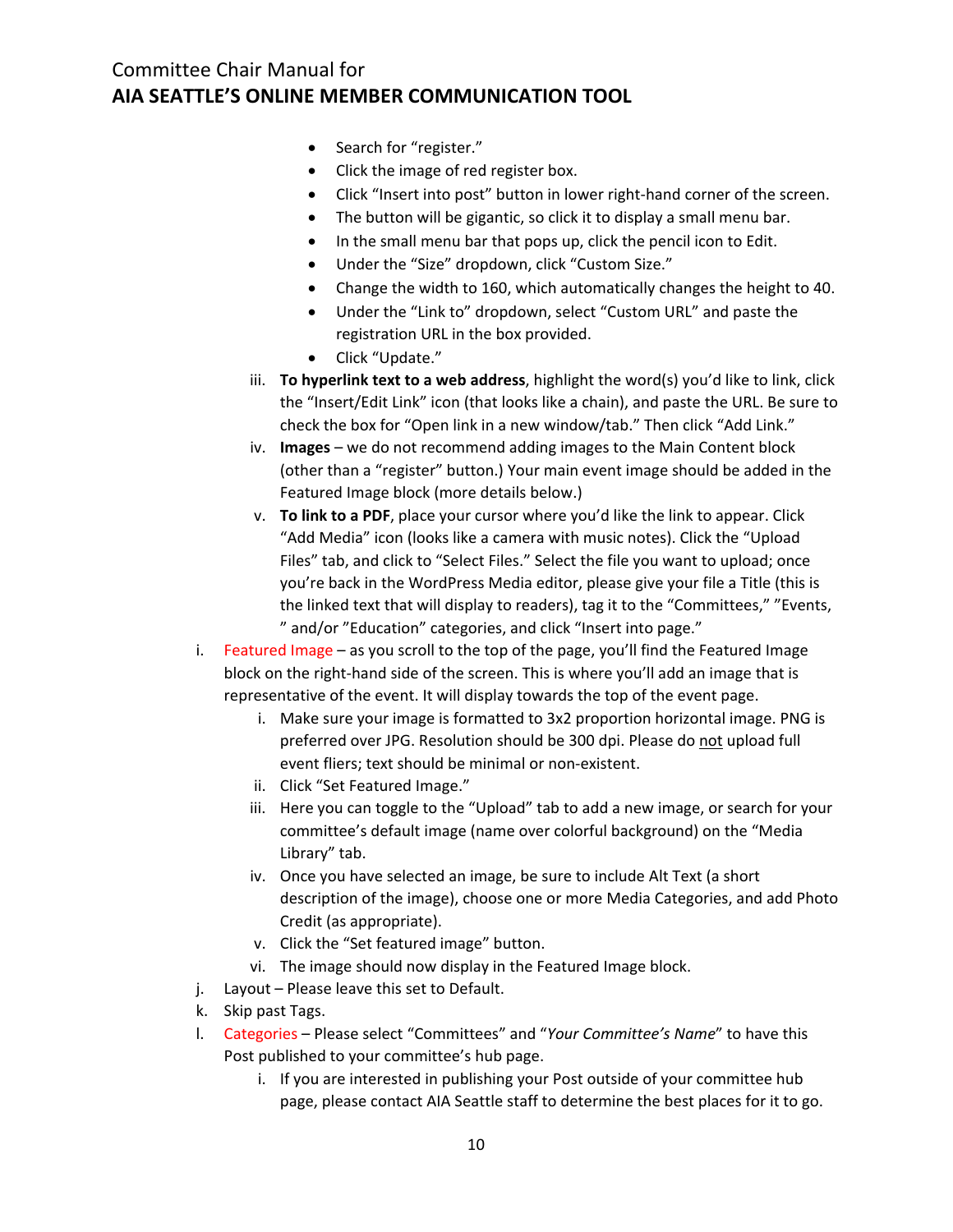- Search for "register."
- Click the image of red register box.
- Click "Insert into post" button in lower right-hand corner of the screen.
- The button will be gigantic, so click it to display a small menu bar.
- In the small menu bar that pops up, click the pencil icon to Edit.
- Under the "Size" dropdown, click "Custom Size."
- Change the width to 160, which automatically changes the height to 40.
- Under the "Link to" dropdown, select "Custom URL" and paste the registration URL in the box provided.
- Click "Update."

iii. **To hyperlink text to a web address**, highlight the word(s) you'd like to link, click the "Insert/Edit Link" icon (that looks like a chain), and paste the URL. Be sure to check the box for "Open link in a new window/tab." Then click "Add Link."

iv. **Images** – we do not recommend adding images to the Main Content block (other than a "register" button.) Your main event image should be added in the Featured Image block (more details below.)

v. **To link to a PDF**, place your cursor where you'd like the link to appear. Click "Add Media" icon (looks like a camera with music notes). Click the "Upload Files" tab, and click to "Select Files." Select the file you want to upload; once you're back in the WordPress Media editor, please give your file a Title (this is the linked text that will display to readers), tag it to the "Committees," "Events, " and/or "Education" categories, and click "Insert into page."

i. Featured Image – as you scroll to the top of the page, you'll find the Featured Image block on the right-hand side of the screen. This is where you'll add an image that is representative of the event. It will display towards the top of the event page.

   i. Make sure your image is formatted to 3x2 proportion horizontal image. PNG is preferred over JPG. Resolution should be 300 dpi. Please do <u>not</u> upload full event fliers; text should be minimal or non-existent.
   ii. Click "Set Featured Image."
   iii. Here you can toggle to the "Upload" tab to add a new image, or search for your committee's default image (name over colorful background) on the "Media Library" tab.
   iv. Once you have selected an image, be sure to include Alt Text (a short description of the image), choose one or more Media Categories, and add Photo Credit (as appropriate).
   v. Click the "Set featured image" button.
   vi. The image should now display in the Featured Image block.

j. Layout – Please leave this set to Default.

k. Skip past Tags.

l. Categories – Please select "Committees" and "*Your Committee's Name*" to have this Post published to your committee's hub page.

   i. If you are interested in publishing your Post outside of your committee hub page, please contact AIA Seattle staff to determine the best places for it to go.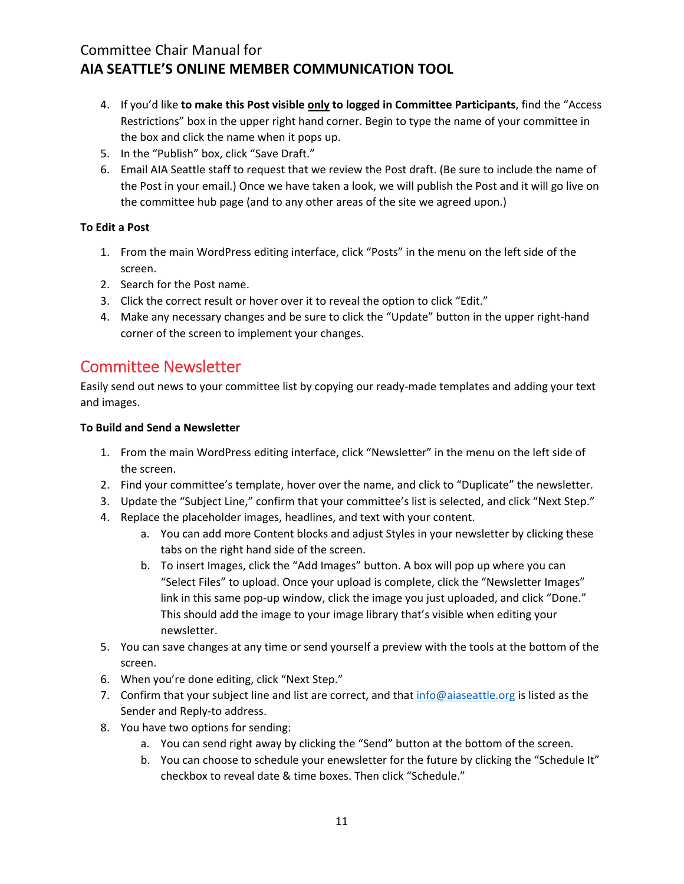4. If you'd like **to make this Post visible <u>only</u> to logged in Committee Participants**, find the "Access Restrictions" box in the upper right hand corner. Begin to type the name of your committee in the box and click the name when it pops up.
5. In the "Publish" box, click "Save Draft."
6. Email AIA Seattle staff to request that we review the Post draft. (Be sure to include the name of the Post in your email.) Once we have taken a look, we will publish the Post and it will go live on the committee hub page (and to any other areas of the site we agreed upon.)

**To Edit a Post**

1. From the main WordPress editing interface, click "Posts" in the menu on the left side of the screen.
2. Search for the Post name.
3. Click the correct result or hover over it to reveal the option to click "Edit."
4. Make any necessary changes and be sure to click the "Update" button in the upper right-hand corner of the screen to implement your changes.

## Committee Newsletter

Easily send out news to your committee list by copying our ready-made templates and adding your text and images.

**To Build and Send a Newsletter**

1. From the main WordPress editing interface, click "Newsletter" in the menu on the left side of the screen.
2. Find your committee's template, hover over the name, and click to "Duplicate" the newsletter.
3. Update the "Subject Line," confirm that your committee's list is selected, and click "Next Step."
4. Replace the placeholder images, headlines, and text with your content.
   a. You can add more Content blocks and adjust Styles in your newsletter by clicking these tabs on the right hand side of the screen.
   b. To insert Images, click the "Add Images" button. A box will pop up where you can "Select Files" to upload. Once your upload is complete, click the "Newsletter Images" link in this same pop-up window, click the image you just uploaded, and click "Done." This should add the image to your image library that's visible when editing your newsletter.
5. You can save changes at any time or send yourself a preview with the tools at the bottom of the screen.
6. When you're done editing, click "Next Step."
7. Confirm that your subject line and list are correct, and that info@aiaseattle.org is listed as the Sender and Reply-to address.
8. You have two options for sending:
   a. You can send right away by clicking the "Send" button at the bottom of the screen.
   b. You can choose to schedule your enewsletter for the future by clicking the "Schedule It" checkbox to reveal date & time boxes. Then click "Schedule."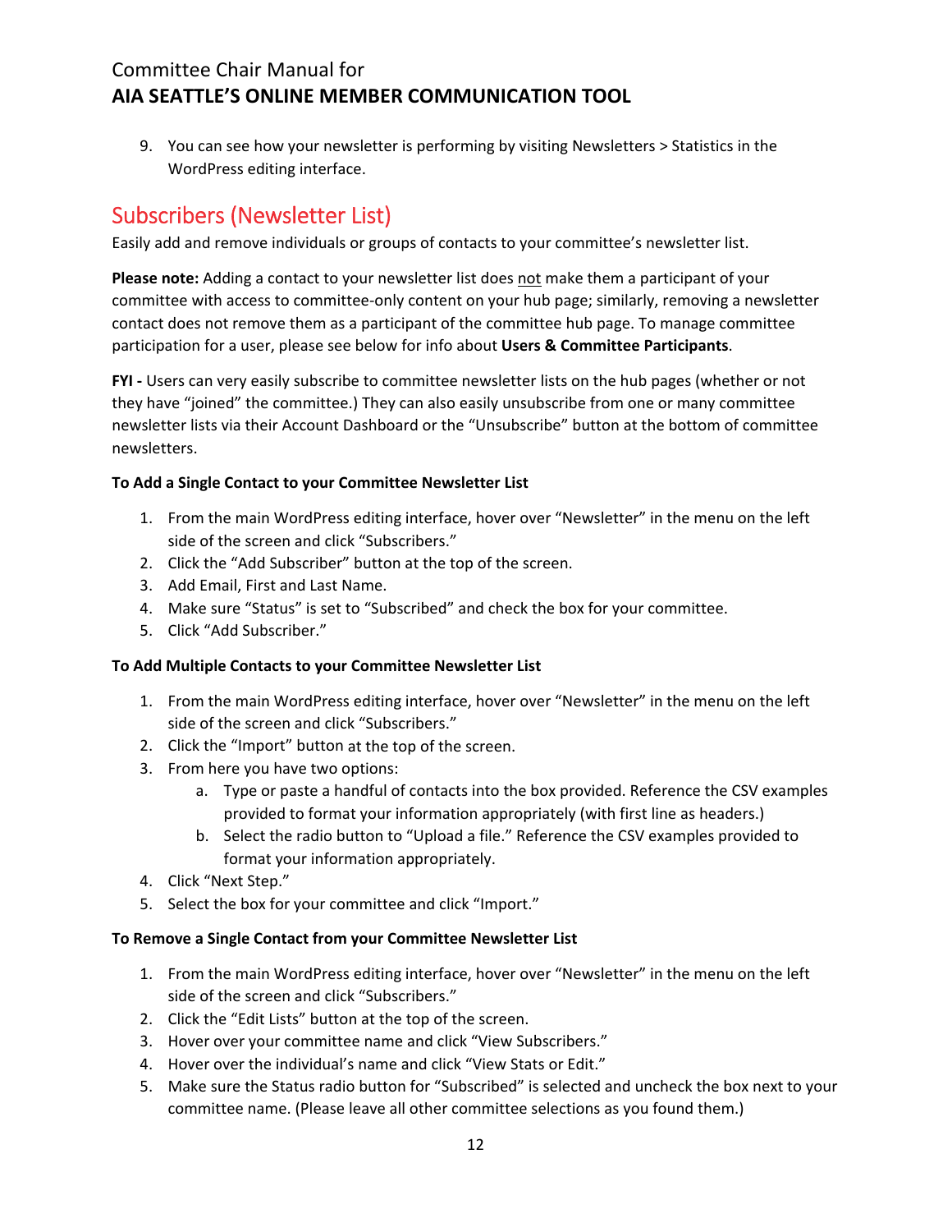9. You can see how your newsletter is performing by visiting Newsletters > Statistics in the WordPress editing interface.

## Subscribers (Newsletter List)

Easily add and remove individuals or groups of contacts to your committee's newsletter list.

**Please note:** Adding a contact to your newsletter list does not make them a participant of your committee with access to committee-only content on your hub page; similarly, removing a newsletter contact does not remove them as a participant of the committee hub page. To manage committee participation for a user, please see below for info about **Users & Committee Participants**.

**FYI -** Users can very easily subscribe to committee newsletter lists on the hub pages (whether or not they have "joined" the committee.) They can also easily unsubscribe from one or many committee newsletter lists via their Account Dashboard or the "Unsubscribe" button at the bottom of committee newsletters.

**To Add a Single Contact to your Committee Newsletter List**

1. From the main WordPress editing interface, hover over "Newsletter" in the menu on the left side of the screen and click "Subscribers."
2. Click the "Add Subscriber" button at the top of the screen.
3. Add Email, First and Last Name.
4. Make sure "Status" is set to "Subscribed" and check the box for your committee.
5. Click "Add Subscriber."

**To Add Multiple Contacts to your Committee Newsletter List**

1. From the main WordPress editing interface, hover over "Newsletter" in the menu on the left side of the screen and click "Subscribers."
2. Click the "Import" button at the top of the screen.
3. From here you have two options:
   a. Type or paste a handful of contacts into the box provided. Reference the CSV examples provided to format your information appropriately (with first line as headers.)
   b. Select the radio button to "Upload a file." Reference the CSV examples provided to format your information appropriately.
4. Click "Next Step."
5. Select the box for your committee and click "Import."

**To Remove a Single Contact from your Committee Newsletter List**

1. From the main WordPress editing interface, hover over "Newsletter" in the menu on the left side of the screen and click "Subscribers."
2. Click the "Edit Lists" button at the top of the screen.
3. Hover over your committee name and click "View Subscribers."
4. Hover over the individual's name and click "View Stats or Edit."
5. Make sure the Status radio button for "Subscribed" is selected and uncheck the box next to your committee name. (Please leave all other committee selections as you found them.)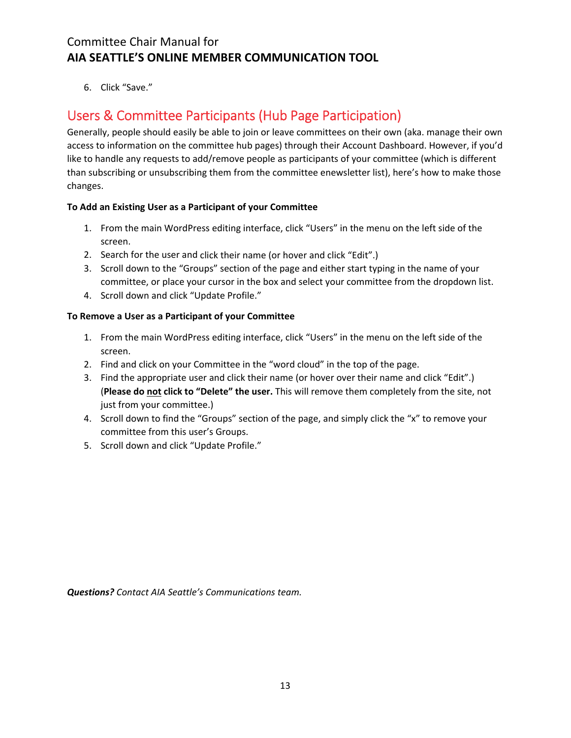6. Click “Save.”

## Users & Committee Participants (Hub Page Participation)

Generally, people should easily be able to join or leave committees on their own (aka. manage their own access to information on the committee hub pages) through their Account Dashboard. However, if you’d like to handle any requests to add/remove people as participants of your committee (which is different than subscribing or unsubscribing them from the committee enewsletter list), here’s how to make those changes.

**To Add an Existing User as a Participant of your Committee**

1. From the main WordPress editing interface, click “Users” in the menu on the left side of the screen.
2. Search for the user and click their name (or hover and click “Edit”.)
3. Scroll down to the “Groups” section of the page and either start typing in the name of your committee, or place your cursor in the box and select your committee from the dropdown list.
4. Scroll down and click “Update Profile.”

**To Remove a User as a Participant of your Committee**

1. From the main WordPress editing interface, click “Users” in the menu on the left side of the screen.
2. Find and click on your Committee in the “word cloud” in the top of the page.
3. Find the appropriate user and click their name (or hover over their name and click “Edit”.) (**Please do <u>not</u> click to “Delete” the user.** This will remove them completely from the site, not just from your committee.)
4. Scroll down to find the “Groups” section of the page, and simply click the “x” to remove your committee from this user’s Groups.
5. Scroll down and click “Update Profile.”

***Questions?*** *Contact AIA Seattle’s Communications team.*